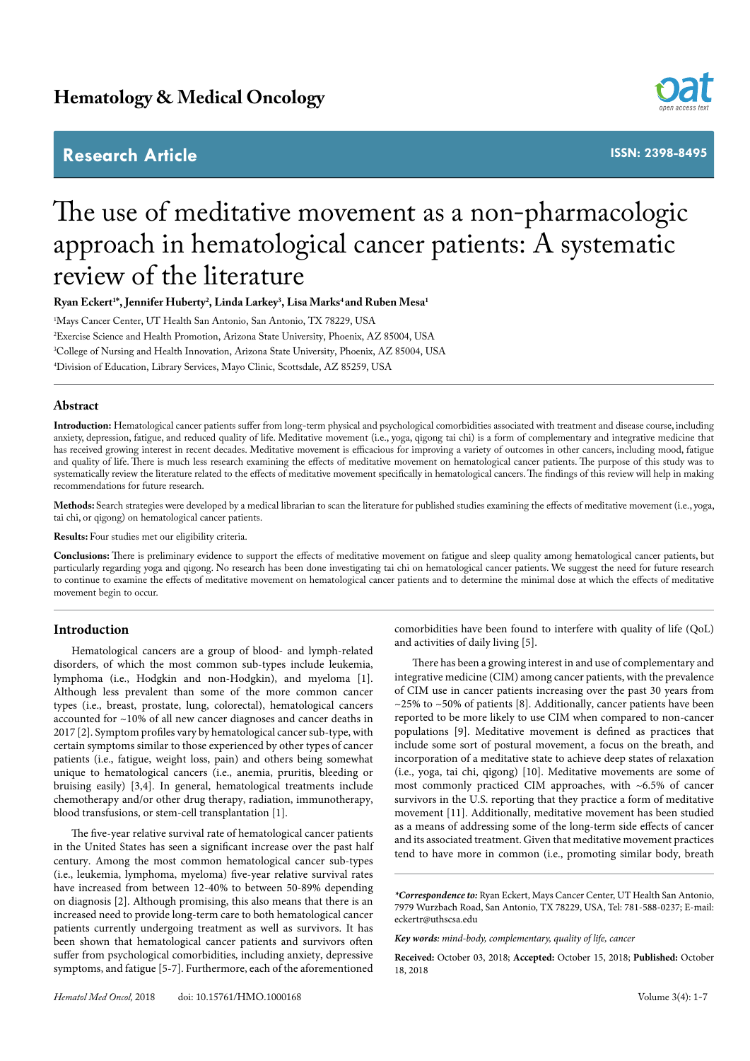# The use of meditative movement as a non-pharmacologic approach in hematological cancer patients: A systematic review of the literature

**Ryan Eckert[1]*, Jennifer Huberty[2], Linda Larkey[3], Lisa Marks[4] and Ruben Mesa[1]**

[1]Mays Cancer Center, UT Health San Antonio, San Antonio, TX 78229, USA

[2]Exercise Science and Health Promotion, Arizona State University, Phoenix, AZ 85004, USA

[3]College of Nursing and Health Innovation, Arizona State University, Phoenix, AZ 85004, USA

[4]Division of Education, Library Services, Mayo Clinic, Scottsdale, AZ 85259, USA

## Abstract

**Introduction:** Hematological cancer patients suffer from long-term physical and psychological comorbidities associated with treatment and disease course, including anxiety, depression, fatigue, and reduced quality of life. Meditative movement (i.e., yoga, qigong tai chi) is a form of complementary and integrative medicine that has received growing interest in recent decades. Meditative movement is efficacious for improving a variety of outcomes in other cancers, including mood, fatigue and quality of life. There is much less research examining the effects of meditative movement on hematological cancer patients. The purpose of this study was to systematically review the literature related to the effects of meditative movement specifically in hematological cancers. The findings of this review will help in making recommendations for future research.

**Methods:** Search strategies were developed by a medical librarian to scan the literature for published studies examining the effects of meditative movement (i.e., yoga, tai chi, or qigong) on hematological cancer patients.

**Results:** Four studies met our eligibility criteria.

**Conclusions:** There is preliminary evidence to support the effects of meditative movement on fatigue and sleep quality among hematological cancer patients, but particularly regarding yoga and qigong. No research has been done investigating tai chi on hematological cancer patients. We suggest the need for future research to continue to examine the effects of meditative movement on hematological cancer patients and to determine the minimal dose at which the effects of meditative movement begin to occur.

## Introduction

Hematological cancers are a group of blood- and lymph-related disorders, of which the most common sub-types include leukemia, lymphoma (i.e., Hodgkin and non-Hodgkin), and myeloma [1]. Although less prevalent than some of the more common cancer types (i.e., breast, prostate, lung, colorectal), hematological cancers accounted for ~10% of all new cancer diagnoses and cancer deaths in 2017 [2]. Symptom profiles vary by hematological cancer sub-type, with certain symptoms similar to those experienced by other types of cancer patients (i.e., fatigue, weight loss, pain) and others being somewhat unique to hematological cancers (i.e., anemia, pruritis, bleeding or bruising easily) [3,4]. In general, hematological treatments include chemotherapy and/or other drug therapy, radiation, immunotherapy, blood transfusions, or stem-cell transplantation [1].

The five-year relative survival rate of hematological cancer patients in the United States has seen a significant increase over the past half century. Among the most common hematological cancer sub-types (i.e., leukemia, lymphoma, myeloma) five-year relative survival rates have increased from between 12-40% to between 50-89% depending on diagnosis [2]. Although promising, this also means that there is an increased need to provide long-term care to both hematological cancer patients currently undergoing treatment as well as survivors. It has been shown that hematological cancer patients and survivors often suffer from psychological comorbidities, including anxiety, depressive symptoms, and fatigue [5-7]. Furthermore, each of the aforementioned comorbidities have been found to interfere with quality of life (QoL) and activities of daily living [5].

There has been a growing interest in and use of complementary and integrative medicine (CIM) among cancer patients, with the prevalence of CIM use in cancer patients increasing over the past 30 years from ~25% to ~50% of patients [8]. Additionally, cancer patients have been reported to be more likely to use CIM when compared to non-cancer populations [9]. Meditative movement is defined as practices that include some sort of postural movement, a focus on the breath, and incorporation of a meditative state to achieve deep states of relaxation (i.e., yoga, tai chi, qigong) [10]. Meditative movements are some of most commonly practiced CIM approaches, with ~6.5% of cancer survivors in the U.S. reporting that they practice a form of meditative movement [11]. Additionally, meditative movement has been studied as a means of addressing some of the long-term side effects of cancer and its associated treatment. Given that meditative movement practices tend to have more in common (i.e., promoting similar body, breath

***Correspondence to:** Ryan Eckert, Mays Cancer Center, UT Health San Antonio, 7979 Wurzbach Road, San Antonio, TX 78229, USA, Tel: 781-588-0237; E-mail: eckertr@uthscsa.edu

***Key words:*** *mind-body, complementary, quality of life, cancer*

**Received:** October 03, 2018; **Accepted:** October 15, 2018; **Published:** October 18, 2018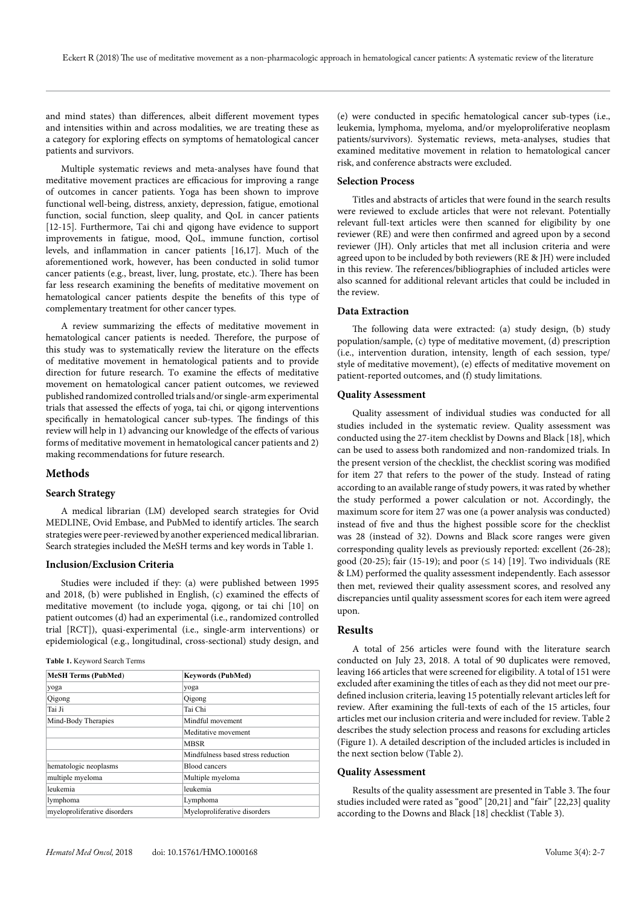and mind states) than differences, albeit different movement types and intensities within and across modalities, we are treating these as a category for exploring effects on symptoms of hematological cancer patients and survivors.

Multiple systematic reviews and meta-analyses have found that meditative movement practices are efficacious for improving a range of outcomes in cancer patients. Yoga has been shown to improve functional well-being, distress, anxiety, depression, fatigue, emotional function, social function, sleep quality, and QoL in cancer patients [12-15]. Furthermore, Tai chi and qigong have evidence to support improvements in fatigue, mood, QoL, immune function, cortisol levels, and inflammation in cancer patients [16,17]. Much of the aforementioned work, however, has been conducted in solid tumor cancer patients (e.g., breast, liver, lung, prostate, etc.). There has been far less research examining the benefits of meditative movement on hematological cancer patients despite the benefits of this type of complementary treatment for other cancer types.

A review summarizing the effects of meditative movement in hematological cancer patients is needed. Therefore, the purpose of this study was to systematically review the literature on the effects of meditative movement in hematological patients and to provide direction for future research. To examine the effects of meditative movement on hematological cancer patient outcomes, we reviewed published randomized controlled trials and/or single-arm experimental trials that assessed the effects of yoga, tai chi, or qigong interventions specifically in hematological cancer sub-types. The findings of this review will help in 1) advancing our knowledge of the effects of various forms of meditative movement in hematological cancer patients and 2) making recommendations for future research.

## Methods

### Search Strategy

A medical librarian (LM) developed search strategies for Ovid MEDLINE, Ovid Embase, and PubMed to identify articles. The search strategies were peer-reviewed by another experienced medical librarian. Search strategies included the MeSH terms and key words in Table 1.

### Inclusion/Exclusion Criteria

Studies were included if they: (a) were published between 1995 and 2018, (b) were published in English, (c) examined the effects of meditative movement (to include yoga, qigong, or tai chi [10] on patient outcomes (d) had an experimental (i.e., randomized controlled trial [RCT]), quasi-experimental (i.e., single-arm interventions) or epidemiological (e.g., longitudinal, cross-sectional) study design, and (e) were conducted in specific hematological cancer sub-types (i.e., leukemia, lymphoma, myeloma, and/or myeloproliferative neoplasm patients/survivors). Systematic reviews, meta-analyses, studies that examined meditative movement in relation to hematological cancer risk, and conference abstracts were excluded.

**Table 1.** Keyword Search Terms

| MeSH Terms (PubMed) | Keywords (PubMed) |
|---|---|
| yoga | yoga |
| Qigong | Qigong |
| Tai Ji | Tai Chi |
| Mind-Body Therapies | Mindful movement |
| | Meditative movement |
| | MBSR |
| | Mindfulness based stress reduction |
| hematologic neoplasms | Blood cancers |
| multiple myeloma | Multiple myeloma |
| leukemia | leukemia |
| lymphoma | Lymphoma |
| myeloproliferative disorders | Myeloproliferative disorders |

### Selection Process

Titles and abstracts of articles that were found in the search results were reviewed to exclude articles that were not relevant. Potentially relevant full-text articles were then scanned for eligibility by one reviewer (RE) and were then confirmed and agreed upon by a second reviewer (JH). Only articles that met all inclusion criteria and were agreed upon by both reviewers (RE & JH) were included in this review. The references/bibliographies of included articles were also scanned for additional relevant articles that could be included in the review.

### Data Extraction

The following data were extracted: (a) study design, (b) study population/sample, (c) type of meditative movement, (d) prescription (i.e., intervention duration, intensity, length of each session, type/style of meditative movement), (e) effects of meditative movement on patient-reported outcomes, and (f) study limitations.

### Quality Assessment

Quality assessment of individual studies was conducted for all studies included in the systematic review. Quality assessment was conducted using the 27-item checklist by Downs and Black [18], which can be used to assess both randomized and non-randomized trials. In the present version of the checklist, the checklist scoring was modified for item 27 that refers to the power of the study. Instead of rating according to an available range of study powers, it was rated by whether the study performed a power calculation or not. Accordingly, the maximum score for item 27 was one (a power analysis was conducted) instead of five and thus the highest possible score for the checklist was 28 (instead of 32). Downs and Black score ranges were given corresponding quality levels as previously reported: excellent (26-28); good (20-25); fair (15-19); and poor (≤ 14) [19]. Two individuals (RE & LM) performed the quality assessment independently. Each assessor then met, reviewed their quality assessment scores, and resolved any discrepancies until quality assessment scores for each item were agreed upon.

## Results

A total of 256 articles were found with the literature search conducted on July 23, 2018. A total of 90 duplicates were removed, leaving 166 articles that were screened for eligibility. A total of 151 were excluded after examining the titles of each as they did not meet our pre-defined inclusion criteria, leaving 15 potentially relevant articles left for review. After examining the full-texts of each of the 15 articles, four articles met our inclusion criteria and were included for review. Table 2 describes the study selection process and reasons for excluding articles (Figure 1). A detailed description of the included articles is included in the next section below (Table 2).

### Quality Assessment

Results of the quality assessment are presented in Table 3. The four studies included were rated as "good" [20,21] and "fair" [22,23] quality according to the Downs and Black [18] checklist (Table 3).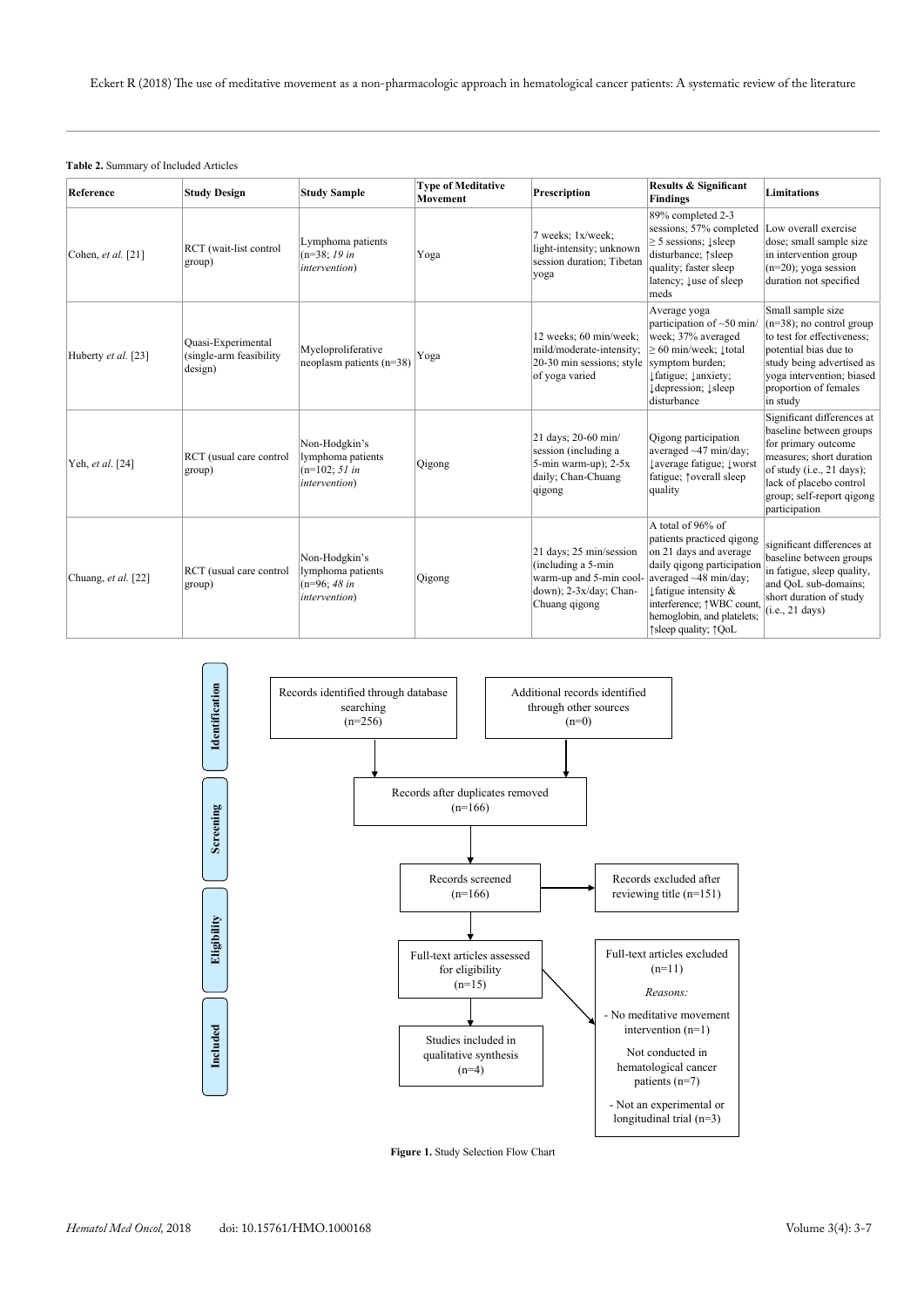**Table 2.** Summary of Included Articles

| Reference | Study Design | Study Sample | Type of Meditative Movement | Prescription | Results & Significant Findings | Limitations |
|---|---|---|---|---|---|---|
| Cohen, *et al.* [21] | RCT (wait-list control group) | Lymphoma patients (n=38; *19 in intervention*) | Yoga | 7 weeks; 1x/week; light-intensity; unknown session duration; Tibetan yoga | 89% completed 2-3 sessions; 57% completed ≥ 5 sessions; ↓sleep disturbance; ↑sleep quality; faster sleep latency; ↓use of sleep meds | Low overall exercise dose; small sample size in intervention group (n=20); yoga session duration not specified |
| Huberty *et al.* [23] | Quasi-Experimental (single-arm feasibility design) | Myeloproliferative neoplasm patients (n=38) | Yoga | 12 weeks; 60 min/week; mild/moderate-intensity; 20-30 min sessions; style of yoga varied | Average yoga participation of ~50 min/week; 37% averaged ≥ 60 min/week; ↓total symptom burden; ↓fatigue; ↓anxiety; ↓depression; ↓sleep disturbance | Small sample size (n=38); no control group to test for effectiveness; potential bias due to study being advertised as yoga intervention; biased proportion of females in study |
| Yeh, *et al*. [24] | RCT (usual care control group) | Non-Hodgkin's lymphoma patients (n=102; *51 in intervention*) | Qigong | 21 days; 20-60 min/session (including a 5-min warm-up); 2-5x daily; Chan-Chuang qigong | Qigong participation averaged ~47 min/day; ↓average fatigue; ↓worst fatigue; ↑overall sleep quality | Significant differences at baseline between groups for primary outcome measures; short duration of study (i.e., 21 days); lack of placebo control group; self-report qigong participation |
| Chuang, *et al.* [22] | RCT (usual care control group) | Non-Hodgkin's lymphoma patients (n=96; *48 in intervention*) | Qigong | 21 days; 25 min/session (including a 5-min warm-up and 5-min cool-down); 2-3x/day; Chan-Chuang qigong | A total of 96% of patients practiced qigong on 21 days and average daily qigong participation averaged ~48 min/day; ↓fatigue intensity & interference; ↑WBC count, hemoglobin, and platelets; ↑sleep quality; ↑QoL | significant differences at baseline between groups in fatigue, sleep quality, and QoL sub-domains; short duration of study (i.e., 21 days) |

**Identification**

Records identified through database searching (n=256)

Additional records identified through other sources (n=0)

**Screening**

Records after duplicates removed (n=166)

Records screened (n=166)

Records excluded after reviewing title (n=151)

**Eligibility**

Full-text articles assessed for eligibility (n=15)

Full-text articles excluded (n=11)

*Reasons:*

- No meditative movement intervention (n=1)
- Not conducted in hematological cancer patients (n=7)
- Not an experimental or longitudinal trial (n=3)

**Included**

Studies included in qualitative synthesis (n=4)

**Figure 1.** Study Selection Flow Chart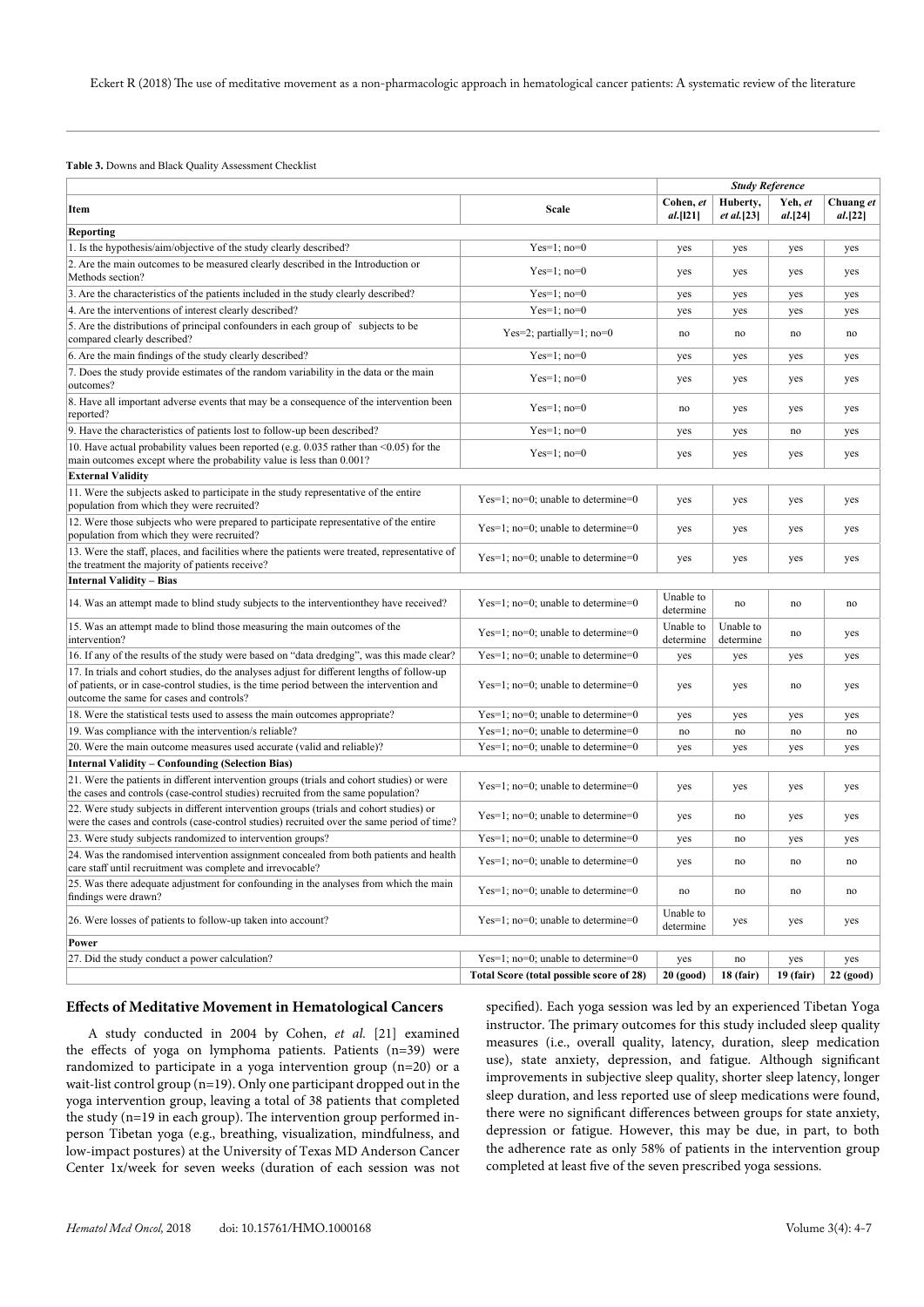**Table 3.** Downs and Black Quality Assessment Checklist

| Item | Scale | Study Reference | | | |
|---|---|---|---|---|---|
| | | Cohen, *et al.*[l21] | Huberty, *et al.*[23] | Yeh, *et al.*[24] | Chuang *et al.*[22] |
| **Reporting** | | | | | |
| 1. Is the hypothesis/aim/objective of the study clearly described? | Yes=1; no=0 | yes | yes | yes | yes |
| 2. Are the main outcomes to be measured clearly described in the Introduction or Methods section? | Yes=1; no=0 | yes | yes | yes | yes |
| 3. Are the characteristics of the patients included in the study clearly described? | Yes=1; no=0 | yes | yes | yes | yes |
| 4. Are the interventions of interest clearly described? | Yes=1; no=0 | yes | yes | yes | yes |
| 5. Are the distributions of principal confounders in each group of subjects to be compared clearly described? | Yes=2; partially=1; no=0 | no | no | no | no |
| 6. Are the main findings of the study clearly described? | Yes=1; no=0 | yes | yes | yes | yes |
| 7. Does the study provide estimates of the random variability in the data or the main outcomes? | Yes=1; no=0 | yes | yes | yes | yes |
| 8. Have all important adverse events that may be a consequence of the intervention been reported? | Yes=1; no=0 | no | yes | yes | yes |
| 9. Have the characteristics of patients lost to follow-up been described? | Yes=1; no=0 | yes | yes | no | yes |
| 10. Have actual probability values been reported (e.g. 0.035 rather than <0.05) for the main outcomes except where the probability value is less than 0.001? | Yes=1; no=0 | yes | yes | yes | yes |
| **External Validity** | | | | | |
| 11. Were the subjects asked to participate in the study representative of the entire population from which they were recruited? | Yes=1; no=0; unable to determine=0 | yes | yes | yes | yes |
| 12. Were those subjects who were prepared to participate representative of the entire population from which they were recruited? | Yes=1; no=0; unable to determine=0 | yes | yes | yes | yes |
| 13. Were the staff, places, and facilities where the patients were treated, representative of the treatment the majority of patients receive? | Yes=1; no=0; unable to determine=0 | yes | yes | yes | yes |
| **Internal Validity – Bias** | | | | | |
| 14. Was an attempt made to blind study subjects to the interventionthey have received? | Yes=1; no=0; unable to determine=0 | Unable to determine | no | no | no |
| 15. Was an attempt made to blind those measuring the main outcomes of the intervention? | Yes=1; no=0; unable to determine=0 | Unable to determine | Unable to determine | no | yes |
| 16. If any of the results of the study were based on "data dredging", was this made clear? | Yes=1; no=0; unable to determine=0 | yes | yes | yes | yes |
| 17. In trials and cohort studies, do the analyses adjust for different lengths of follow-up of patients, or in case-control studies, is the time period between the intervention and outcome the same for cases and controls? | Yes=1; no=0; unable to determine=0 | yes | yes | no | yes |
| 18. Were the statistical tests used to assess the main outcomes appropriate? | Yes=1; no=0; unable to determine=0 | yes | yes | yes | yes |
| 19. Was compliance with the intervention/s reliable? | Yes=1; no=0; unable to determine=0 | no | no | no | no |
| 20. Were the main outcome measures used accurate (valid and reliable)? | Yes=1; no=0; unable to determine=0 | yes | yes | yes | yes |
| **Internal Validity – Confounding (Selection Bias)** | | | | | |
| 21. Were the patients in different intervention groups (trials and cohort studies) or were the cases and controls (case-control studies) recruited from the same population? | Yes=1; no=0; unable to determine=0 | yes | yes | yes | yes |
| 22. Were study subjects in different intervention groups (trials and cohort studies) or were the cases and controls (case-control studies) recruited over the same period of time? | Yes=1; no=0; unable to determine=0 | yes | no | yes | yes |
| 23. Were study subjects randomized to intervention groups? | Yes=1; no=0; unable to determine=0 | yes | no | yes | yes |
| 24. Was the randomised intervention assignment concealed from both patients and health care staff until recruitment was complete and irrevocable? | Yes=1; no=0; unable to determine=0 | yes | no | no | no |
| 25. Was there adequate adjustment for confounding in the analyses from which the main findings were drawn? | Yes=1; no=0; unable to determine=0 | no | no | no | no |
| 26. Were losses of patients to follow-up taken into account? | Yes=1; no=0; unable to determine=0 | Unable to determine | yes | yes | yes |
| **Power** | | | | | |
| 27. Did the study conduct a power calculation? | Yes=1; no=0; unable to determine=0 | yes | no | yes | yes |
| | **Total Score (total possible score of 28)** | **20 (good)** | **18 (fair)** | **19 (fair)** | **22 (good)** |

## Effects of Meditative Movement in Hematological Cancers

A study conducted in 2004 by Cohen, *et al.* [21] examined the effects of yoga on lymphoma patients. Patients (n=39) were randomized to participate in a yoga intervention group (n=20) or a wait-list control group (n=19). Only one participant dropped out in the yoga intervention group, leaving a total of 38 patients that completed the study (n=19 in each group). The intervention group performed in-person Tibetan yoga (e.g., breathing, visualization, mindfulness, and low-impact postures) at the University of Texas MD Anderson Cancer Center 1x/week for seven weeks (duration of each session was not specified). Each yoga session was led by an experienced Tibetan Yoga instructor. The primary outcomes for this study included sleep quality measures (i.e., overall quality, latency, duration, sleep medication use), state anxiety, depression, and fatigue. Although significant improvements in subjective sleep quality, shorter sleep latency, longer sleep duration, and less reported use of sleep medications were found, there were no significant differences between groups for state anxiety, depression or fatigue. However, this may be due, in part, to both the adherence rate as only 58% of patients in the intervention group completed at least five of the seven prescribed yoga sessions.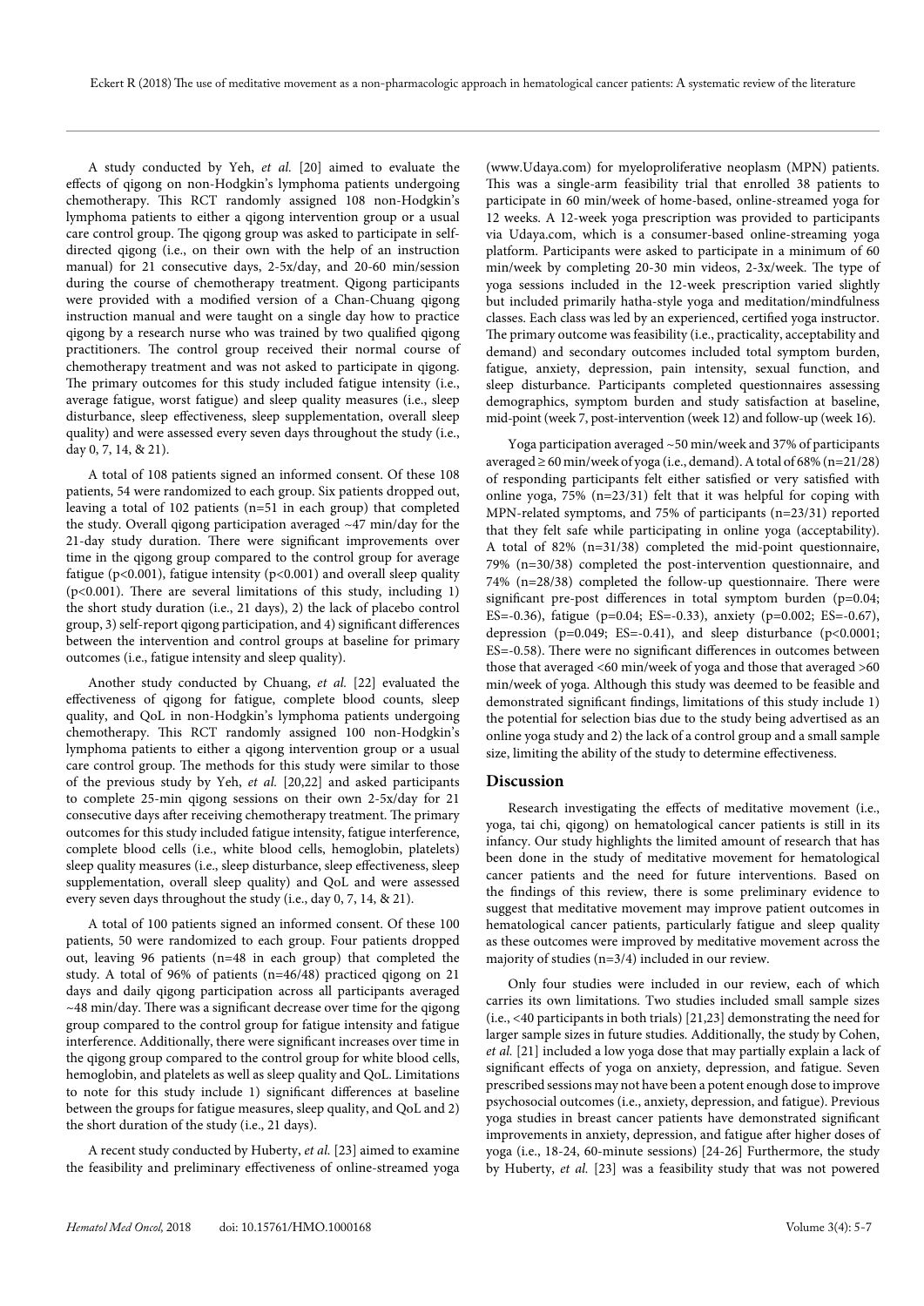A study conducted by Yeh, *et al.* [20] aimed to evaluate the effects of qigong on non-Hodgkin's lymphoma patients undergoing chemotherapy. This RCT randomly assigned 108 non-Hodgkin's lymphoma patients to either a qigong intervention group or a usual care control group. The qigong group was asked to participate in self-directed qigong (i.e., on their own with the help of an instruction manual) for 21 consecutive days, 2-5x/day, and 20-60 min/session during the course of chemotherapy treatment. Qigong participants were provided with a modified version of a Chan-Chuang qigong instruction manual and were taught on a single day how to practice qigong by a research nurse who was trained by two qualified qigong practitioners. The control group received their normal course of chemotherapy treatment and was not asked to participate in qigong. The primary outcomes for this study included fatigue intensity (i.e., average fatigue, worst fatigue) and sleep quality measures (i.e., sleep disturbance, sleep effectiveness, sleep supplementation, overall sleep quality) and were assessed every seven days throughout the study (i.e., day 0, 7, 14, & 21).

A total of 108 patients signed an informed consent. Of these 108 patients, 54 were randomized to each group. Six patients dropped out, leaving a total of 102 patients (n=51 in each group) that completed the study. Overall qigong participation averaged ~47 min/day for the 21-day study duration. There were significant improvements over time in the qigong group compared to the control group for average fatigue ($p<0.001$), fatigue intensity ($p<0.001$) and overall sleep quality ($p<0.001$). There are several limitations of this study, including 1) the short study duration (i.e., 21 days), 2) the lack of placebo control group, 3) self-report qigong participation, and 4) significant differences between the intervention and control groups at baseline for primary outcomes (i.e., fatigue intensity and sleep quality).

Another study conducted by Chuang, *et al.* [22] evaluated the effectiveness of qigong for fatigue, complete blood counts, sleep quality, and QoL in non-Hodgkin's lymphoma patients undergoing chemotherapy. This RCT randomly assigned 100 non-Hodgkin's lymphoma patients to either a qigong intervention group or a usual care control group. The methods for this study were similar to those of the previous study by Yeh, *et al.* [20,22] and asked participants to complete 25-min qigong sessions on their own 2-5x/day for 21 consecutive days after receiving chemotherapy treatment. The primary outcomes for this study included fatigue intensity, fatigue interference, complete blood cells (i.e., white blood cells, hemoglobin, platelets) sleep quality measures (i.e., sleep disturbance, sleep effectiveness, sleep supplementation, overall sleep quality) and QoL and were assessed every seven days throughout the study (i.e., day 0, 7, 14, & 21).

A total of 100 patients signed an informed consent. Of these 100 patients, 50 were randomized to each group. Four patients dropped out, leaving 96 patients (n=48 in each group) that completed the study. A total of 96% of patients (n=46/48) practiced qigong on 21 days and daily qigong participation across all participants averaged ~48 min/day. There was a significant decrease over time for the qigong group compared to the control group for fatigue intensity and fatigue interference. Additionally, there were significant increases over time in the qigong group compared to the control group for white blood cells, hemoglobin, and platelets as well as sleep quality and QoL. Limitations to note for this study include 1) significant differences at baseline between the groups for fatigue measures, sleep quality, and QoL and 2) the short duration of the study (i.e., 21 days).

A recent study conducted by Huberty, *et al.* [23] aimed to examine the feasibility and preliminary effectiveness of online-streamed yoga (www.Udaya.com) for myeloproliferative neoplasm (MPN) patients. This was a single-arm feasibility trial that enrolled 38 patients to participate in 60 min/week of home-based, online-streamed yoga for 12 weeks. A 12-week yoga prescription was provided to participants via Udaya.com, which is a consumer-based online-streaming yoga platform. Participants were asked to participate in a minimum of 60 min/week by completing 20-30 min videos, 2-3x/week. The type of yoga sessions included in the 12-week prescription varied slightly but included primarily hatha-style yoga and meditation/mindfulness classes. Each class was led by an experienced, certified yoga instructor. The primary outcome was feasibility (i.e., practicality, acceptability and demand) and secondary outcomes included total symptom burden, fatigue, anxiety, depression, pain intensity, sexual function, and sleep disturbance. Participants completed questionnaires assessing demographics, symptom burden and study satisfaction at baseline, mid-point (week 7, post-intervention (week 12) and follow-up (week 16).

Yoga participation averaged ~50 min/week and 37% of participants averaged ≥ 60 min/week of yoga (i.e., demand). A total of 68% (n=21/28) of responding participants felt either satisfied or very satisfied with online yoga, 75% (n=23/31) felt that it was helpful for coping with MPN-related symptoms, and 75% of participants (n=23/31) reported that they felt safe while participating in online yoga (acceptability). A total of 82% (n=31/38) completed the mid-point questionnaire, 79% (n=30/38) completed the post-intervention questionnaire, and 74% (n=28/38) completed the follow-up questionnaire. There were significant pre-post differences in total symptom burden ($p=0.04$; ES=-0.36), fatigue ($p=0.04$; ES=-0.33), anxiety ($p=0.002$; ES=-0.67), depression ($p=0.049$; ES=-0.41), and sleep disturbance ($p<0.0001$; ES=-0.58). There were no significant differences in outcomes between those that averaged <60 min/week of yoga and those that averaged >60 min/week of yoga. Although this study was deemed to be feasible and demonstrated significant findings, limitations of this study include 1) the potential for selection bias due to the study being advertised as an online yoga study and 2) the lack of a control group and a small sample size, limiting the ability of the study to determine effectiveness.

## Discussion

Research investigating the effects of meditative movement (i.e., yoga, tai chi, qigong) on hematological cancer patients is still in its infancy. Our study highlights the limited amount of research that has been done in the study of meditative movement for hematological cancer patients and the need for future interventions. Based on the findings of this review, there is some preliminary evidence to suggest that meditative movement may improve patient outcomes in hematological cancer patients, particularly fatigue and sleep quality as these outcomes were improved by meditative movement across the majority of studies (n=3/4) included in our review.

Only four studies were included in our review, each of which carries its own limitations. Two studies included small sample sizes (i.e., <40 participants in both trials) [21,23] demonstrating the need for larger sample sizes in future studies. Additionally, the study by Cohen, *et al.* [21] included a low yoga dose that may partially explain a lack of significant effects of yoga on anxiety, depression, and fatigue. Seven prescribed sessions may not have been a potent enough dose to improve psychosocial outcomes (i.e., anxiety, depression, and fatigue). Previous yoga studies in breast cancer patients have demonstrated significant improvements in anxiety, depression, and fatigue after higher doses of yoga (i.e., 18-24, 60-minute sessions) [24-26] Furthermore, the study by Huberty, *et al.* [23] was a feasibility study that was not powered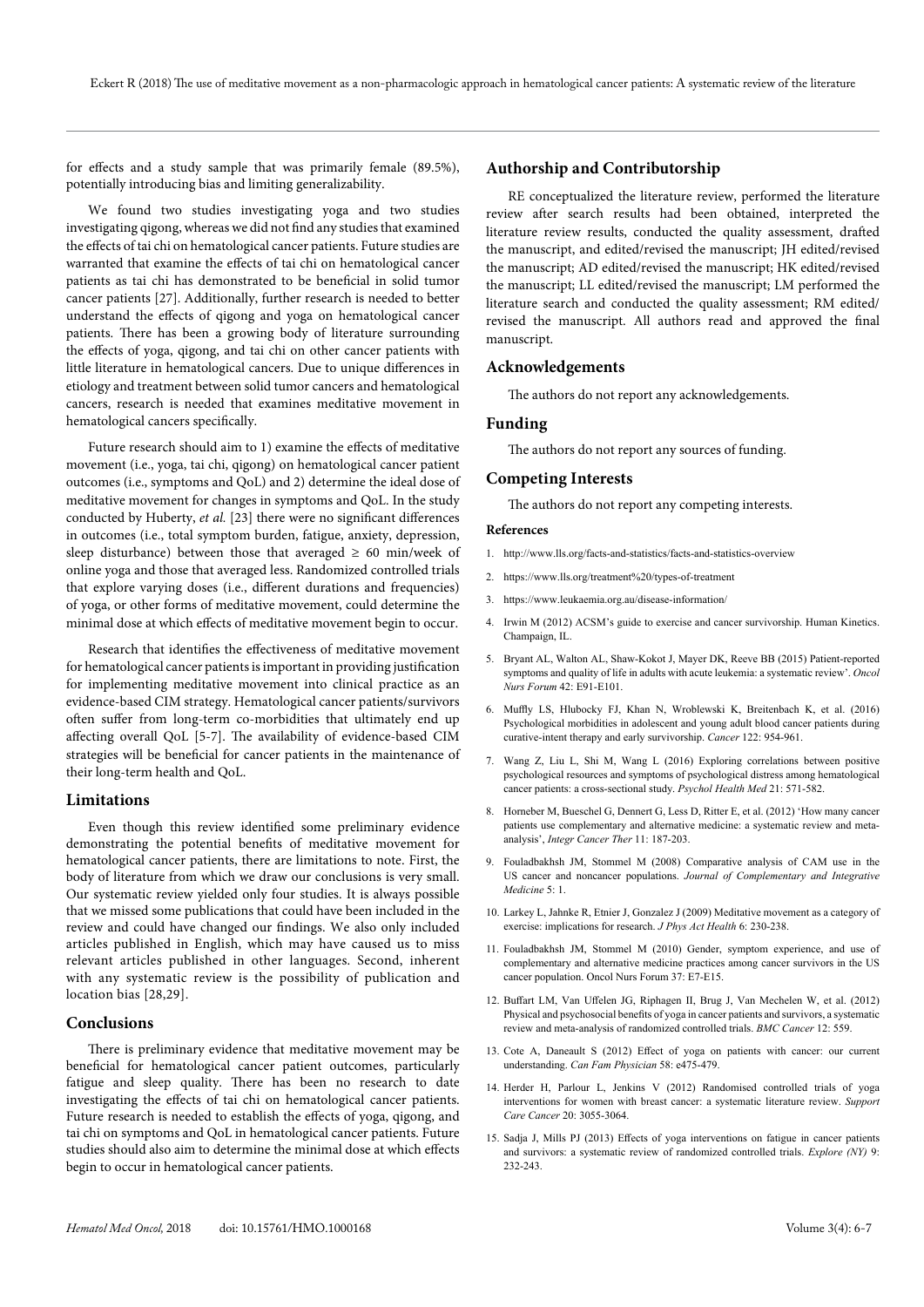for effects and a study sample that was primarily female (89.5%), potentially introducing bias and limiting generalizability.

We found two studies investigating yoga and two studies investigating qigong, whereas we did not find any studies that examined the effects of tai chi on hematological cancer patients. Future studies are warranted that examine the effects of tai chi on hematological cancer patients as tai chi has demonstrated to be beneficial in solid tumor cancer patients [27]. Additionally, further research is needed to better understand the effects of qigong and yoga on hematological cancer patients. There has been a growing body of literature surrounding the effects of yoga, qigong, and tai chi on other cancer patients with little literature in hematological cancers. Due to unique differences in etiology and treatment between solid tumor cancers and hematological cancers, research is needed that examines meditative movement in hematological cancers specifically.

Future research should aim to 1) examine the effects of meditative movement (i.e., yoga, tai chi, qigong) on hematological cancer patient outcomes (i.e., symptoms and QoL) and 2) determine the ideal dose of meditative movement for changes in symptoms and QoL. In the study conducted by Huberty, *et al.* [23] there were no significant differences in outcomes (i.e., total symptom burden, fatigue, anxiety, depression, sleep disturbance) between those that averaged ≥ 60 min/week of online yoga and those that averaged less. Randomized controlled trials that explore varying doses (i.e., different durations and frequencies) of yoga, or other forms of meditative movement, could determine the minimal dose at which effects of meditative movement begin to occur.

Research that identifies the effectiveness of meditative movement for hematological cancer patients is important in providing justification for implementing meditative movement into clinical practice as an evidence-based CIM strategy. Hematological cancer patients/survivors often suffer from long-term co-morbidities that ultimately end up affecting overall QoL [5-7]. The availability of evidence-based CIM strategies will be beneficial for cancer patients in the maintenance of their long-term health and QoL.

## Limitations

Even though this review identified some preliminary evidence demonstrating the potential benefits of meditative movement for hematological cancer patients, there are limitations to note. First, the body of literature from which we draw our conclusions is very small. Our systematic review yielded only four studies. It is always possible that we missed some publications that could have been included in the review and could have changed our findings. We also only included articles published in English, which may have caused us to miss relevant articles published in other languages. Second, inherent with any systematic review is the possibility of publication and location bias [28,29].

## Conclusions

There is preliminary evidence that meditative movement may be beneficial for hematological cancer patient outcomes, particularly fatigue and sleep quality. There has been no research to date investigating the effects of tai chi on hematological cancer patients. Future research is needed to establish the effects of yoga, qigong, and tai chi on symptoms and QoL in hematological cancer patients. Future studies should also aim to determine the minimal dose at which effects begin to occur in hematological cancer patients.

## Authorship and Contributorship

RE conceptualized the literature review, performed the literature review after search results had been obtained, interpreted the literature review results, conducted the quality assessment, drafted the manuscript, and edited/revised the manuscript; JH edited/revised the manuscript; AD edited/revised the manuscript; HK edited/revised the manuscript; LL edited/revised the manuscript; LM performed the literature search and conducted the quality assessment; RM edited/revised the manuscript. All authors read and approved the final manuscript.

## Acknowledgements

The authors do not report any acknowledgements.

## Funding

The authors do not report any sources of funding.

## Competing Interests

The authors do not report any competing interests.

### References

1. http://www.lls.org/facts-and-statistics/facts-and-statistics-overview
2. https://www.lls.org/treatment%20/types-of-treatment
3. https://www.leukaemia.org.au/disease-information/
4. Irwin M (2012) ACSM's guide to exercise and cancer survivorship. Human Kinetics. Champaign, IL.
5. Bryant AL, Walton AL, Shaw-Kokot J, Mayer DK, Reeve BB (2015) Patient-reported symptoms and quality of life in adults with acute leukemia: a systematic review'. *Oncol Nurs Forum* 42: E91-E101.
6. Muffly LS, Hlubocky FJ, Khan N, Wroblewski K, Breitenbach K, et al. (2016) Psychological morbidities in adolescent and young adult blood cancer patients during curative-intent therapy and early survivorship. *Cancer* 122: 954-961.
7. Wang Z, Liu L, Shi M, Wang L (2016) Exploring correlations between positive psychological resources and symptoms of psychological distress among hematological cancer patients: a cross-sectional study. *Psychol Health Med* 21: 571-582.
8. Horneber M, Bueschel G, Dennert G, Less D, Ritter E, et al. (2012) 'How many cancer patients use complementary and alternative medicine: a systematic review and meta-analysis', *Integr Cancer Ther* 11: 187-203.
9. Fouladbakhsh JM, Stommel M (2008) Comparative analysis of CAM use in the US cancer and noncancer populations. *Journal of Complementary and Integrative Medicine* 5: 1.
10. Larkey L, Jahnke R, Etnier J, Gonzalez J (2009) Meditative movement as a category of exercise: implications for research. *J Phys Act Health* 6: 230-238.
11. Fouladbakhsh JM, Stommel M (2010) Gender, symptom experience, and use of complementary and alternative medicine practices among cancer survivors in the US cancer population. Oncol Nurs Forum 37: E7-E15.
12. Buffart LM, Van Uffelen JG, Riphagen II, Brug J, Van Mechelen W, et al. (2012) Physical and psychosocial benefits of yoga in cancer patients and survivors, a systematic review and meta-analysis of randomized controlled trials. *BMC Cancer* 12: 559.
13. Cote A, Daneault S (2012) Effect of yoga on patients with cancer: our current understanding. *Can Fam Physician* 58: e475-479.
14. Herder H, Parlour L, Jenkins V (2012) Randomised controlled trials of yoga interventions for women with breast cancer: a systematic literature review. *Support Care Cancer* 20: 3055-3064.
15. Sadja J, Mills PJ (2013) Effects of yoga interventions on fatigue in cancer patients and survivors: a systematic review of randomized controlled trials. *Explore (NY)* 9: 232-243.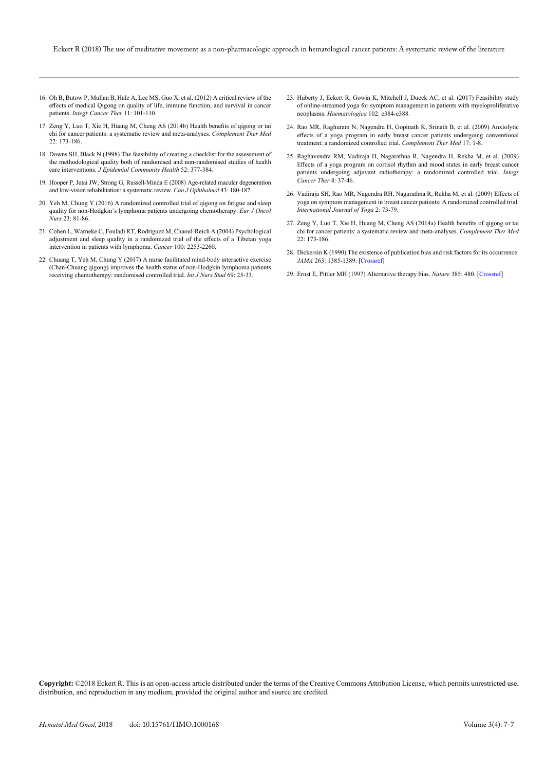16. Oh B, Butow P, Mullan B, Hale A, Lee MS, Guo X, et al. (2012) A critical review of the effects of medical Qigong on quality of life, immune function, and survival in cancer patients. *Integr Cancer Ther* 11: 101-110.
17. Zeng Y, Luo T, Xie H, Huang M, Cheng AS (2014b) Health benefits of qigong or tai chi for cancer patients: a systematic review and meta-analyses. *Complement Ther Med* 22: 173-186.
18. Downs SH, Black N (1998) The feasibility of creating a checklist for the assessment of the methodological quality both of randomised and non-randomised studies of health care interventions. *J Epidemiol Community Health* 52: 377-384.
19. Hooper P, Jutai JW, Strong G, Russell-Minda E (2008) Age-related macular degeneration and low-vision rehabilitation: a systematic review. *Can J Ophthalmol* 43: 180-187.
20. Yeh M, Chung Y (2016) A randomized controlled trial of qigong on fatigue and sleep quality for non-Hodgkin's lymphoma patients undergoing chemotherapy. *Eur J Oncol Nurs* 23: 81-86.
21. Cohen L, Warneke C, Fouladi RT, Rodriguez M, Chaoul-Reich A (2004) Psychological adjustment and sleep quality in a randomized trial of the effects of a Tibetan yoga intervention in patients with lymphoma. *Cancer* 100: 2253-2260.
22. Chuang T, Yeh M, Chung Y (2017) A nurse facilitated mind-body interactive exercise (Chan-Chuang qigong) improves the health status of non-Hodgkin lymphoma patients receiving chemotherapy: randomised controlled trial. *Int J Nurs Stud* 69: 25-33.
23. Huberty J, Eckert R, Gowin K, Mitchell J, Dueck AC, et al. (2017) Feasibility study of online-streamed yoga for symptom management in patients with myeloproliferative neoplasms. *Haematologica* 102: e384-e388.
24. Rao MR, Raghuram N, Nagendra H, Gopinath K, Srinath B, et al. (2009) Anxiolytic effects of a yoga program in early breast cancer patients undergoing conventional treatment: a randomized controlled trial. *Complement Ther Med* 17: 1-8.
25. Raghavendra RM, Vadiraja H, Nagarathna R, Nagendra H, Rekha M, et al. (2009) Effects of a yoga program on cortisol rhythm and mood states in early breast cancer patients undergoing adjuvant radiotherapy: a randomized controlled trial. *Integr Cancer Ther* 8: 37-46.
26. Vadiraja SH, Rao MR, Nagendra RH, Nagarathna R, Rekha M, et al. (2009) Effects of yoga on symptom management in breast cancer patients: A randomized controlled trial. *International Journal of Yoga* 2: 73-79.
27. Zeng Y, Luo T, Xie H, Huang M, Cheng AS (2014a) Health benefits of qigong or tai chi for cancer patients: a systematic review and meta-analyses. *Complement Ther Med* 22: 173-186.
28. Dickersin K (1990) The existence of publication bias and risk factors for its occurrence. *JAMA* 263: 1385-1389. [Crossref]
29. Ernst E, Pittler MH (1997) Alternative therapy bias. *Nature* 385: 480. [Crossref]

**Copyright:** ©2018 Eckert R. This is an open-access article distributed under the terms of the Creative Commons Attribution License, which permits unrestricted use, distribution, and reproduction in any medium, provided the original author and source are credited.